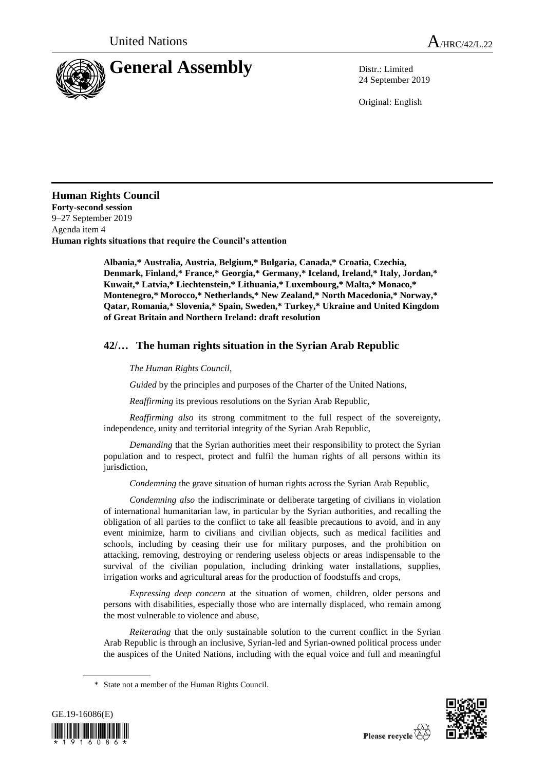United Nations A/HRC/42/L.22

# General Assembly

Distr.: Limited
24 September 2019

Original: English

**Human Rights Council**
**Forty-second session**
9–27 September 2019
Agenda item 4
**Human rights situations that require the Council's attention**

**Albania,* Australia, Austria, Belgium,* Bulgaria, Canada,* Croatia, Czechia, Denmark, Finland,* France,* Georgia,* Germany,* Iceland, Ireland,* Italy, Jordan,* Kuwait,* Latvia,* Liechtenstein,* Lithuania,* Luxembourg,* Malta,* Monaco,* Montenegro,* Morocco,* Netherlands,* New Zealand,* North Macedonia,* Norway,* Qatar, Romania,* Slovenia,* Spain, Sweden,* Turkey,* Ukraine and United Kingdom of Great Britain and Northern Ireland: draft resolution**

## 42/… The human rights situation in the Syrian Arab Republic

*The Human Rights Council*,

*Guided* by the principles and purposes of the Charter of the United Nations,

*Reaffirming* its previous resolutions on the Syrian Arab Republic,

*Reaffirming also* its strong commitment to the full respect of the sovereignty, independence, unity and territorial integrity of the Syrian Arab Republic,

*Demanding* that the Syrian authorities meet their responsibility to protect the Syrian population and to respect, protect and fulfil the human rights of all persons within its jurisdiction,

*Condemning* the grave situation of human rights across the Syrian Arab Republic,

*Condemning also* the indiscriminate or deliberate targeting of civilians in violation of international humanitarian law, in particular by the Syrian authorities, and recalling the obligation of all parties to the conflict to take all feasible precautions to avoid, and in any event minimize, harm to civilians and civilian objects, such as medical facilities and schools, including by ceasing their use for military purposes, and the prohibition on attacking, removing, destroying or rendering useless objects or areas indispensable to the survival of the civilian population, including drinking water installations, supplies, irrigation works and agricultural areas for the production of foodstuffs and crops,

*Expressing deep concern* at the situation of women, children, older persons and persons with disabilities, especially those who are internally displaced, who remain among the most vulnerable to violence and abuse,

*Reiterating* that the only sustainable solution to the current conflict in the Syrian Arab Republic is through an inclusive, Syrian-led and Syrian-owned political process under the auspices of the United Nations, including with the equal voice and full and meaningful

\* State not a member of the Human Rights Council.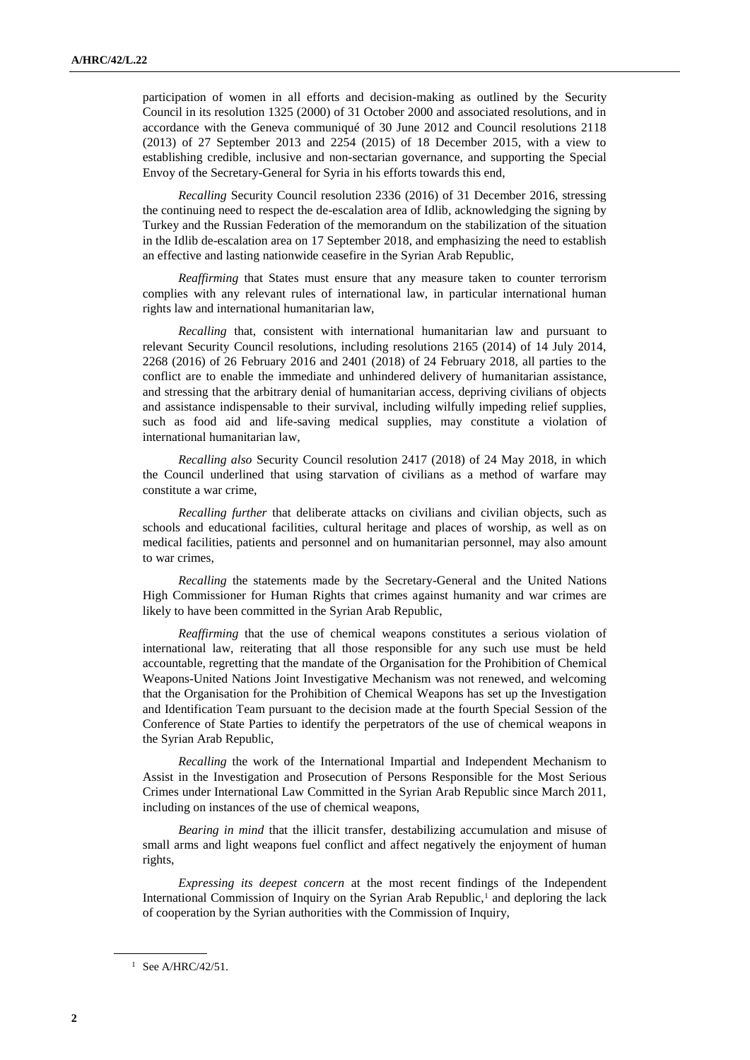participation of women in all efforts and decision-making as outlined by the Security Council in its resolution 1325 (2000) of 31 October 2000 and associated resolutions, and in accordance with the Geneva communiqué of 30 June 2012 and Council resolutions 2118 (2013) of 27 September 2013 and 2254 (2015) of 18 December 2015, with a view to establishing credible, inclusive and non-sectarian governance, and supporting the Special Envoy of the Secretary-General for Syria in his efforts towards this end,

*Recalling* Security Council resolution 2336 (2016) of 31 December 2016, stressing the continuing need to respect the de-escalation area of Idlib, acknowledging the signing by Turkey and the Russian Federation of the memorandum on the stabilization of the situation in the Idlib de-escalation area on 17 September 2018, and emphasizing the need to establish an effective and lasting nationwide ceasefire in the Syrian Arab Republic,

*Reaffirming* that States must ensure that any measure taken to counter terrorism complies with any relevant rules of international law, in particular international human rights law and international humanitarian law,

*Recalling* that, consistent with international humanitarian law and pursuant to relevant Security Council resolutions, including resolutions 2165 (2014) of 14 July 2014, 2268 (2016) of 26 February 2016 and 2401 (2018) of 24 February 2018, all parties to the conflict are to enable the immediate and unhindered delivery of humanitarian assistance, and stressing that the arbitrary denial of humanitarian access, depriving civilians of objects and assistance indispensable to their survival, including wilfully impeding relief supplies, such as food aid and life-saving medical supplies, may constitute a violation of international humanitarian law,

*Recalling also* Security Council resolution 2417 (2018) of 24 May 2018, in which the Council underlined that using starvation of civilians as a method of warfare may constitute a war crime,

*Recalling further* that deliberate attacks on civilians and civilian objects, such as schools and educational facilities, cultural heritage and places of worship, as well as on medical facilities, patients and personnel and on humanitarian personnel, may also amount to war crimes,

*Recalling* the statements made by the Secretary-General and the United Nations High Commissioner for Human Rights that crimes against humanity and war crimes are likely to have been committed in the Syrian Arab Republic,

*Reaffirming* that the use of chemical weapons constitutes a serious violation of international law, reiterating that all those responsible for any such use must be held accountable, regretting that the mandate of the Organisation for the Prohibition of Chemical Weapons-United Nations Joint Investigative Mechanism was not renewed, and welcoming that the Organisation for the Prohibition of Chemical Weapons has set up the Investigation and Identification Team pursuant to the decision made at the fourth Special Session of the Conference of State Parties to identify the perpetrators of the use of chemical weapons in the Syrian Arab Republic,

*Recalling* the work of the International Impartial and Independent Mechanism to Assist in the Investigation and Prosecution of Persons Responsible for the Most Serious Crimes under International Law Committed in the Syrian Arab Republic since March 2011, including on instances of the use of chemical weapons,

*Bearing in mind* that the illicit transfer, destabilizing accumulation and misuse of small arms and light weapons fuel conflict and affect negatively the enjoyment of human rights,

*Expressing its deepest concern* at the most recent findings of the Independent International Commission of Inquiry on the Syrian Arab Republic,[1] and deploring the lack of cooperation by the Syrian authorities with the Commission of Inquiry,

[1] See A/HRC/42/51.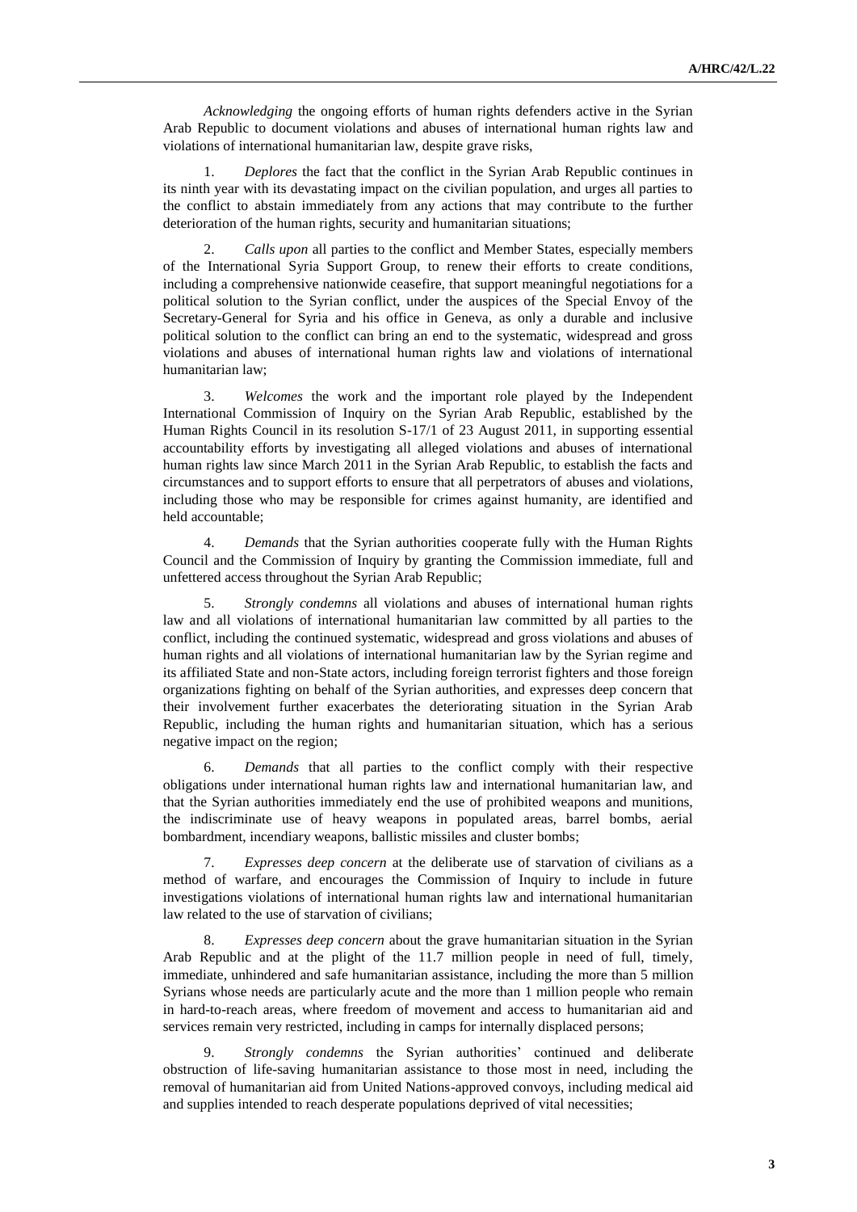*Acknowledging* the ongoing efforts of human rights defenders active in the Syrian Arab Republic to document violations and abuses of international human rights law and violations of international humanitarian law, despite grave risks,

1. *Deplores* the fact that the conflict in the Syrian Arab Republic continues in its ninth year with its devastating impact on the civilian population, and urges all parties to the conflict to abstain immediately from any actions that may contribute to the further deterioration of the human rights, security and humanitarian situations;

2. *Calls upon* all parties to the conflict and Member States, especially members of the International Syria Support Group, to renew their efforts to create conditions, including a comprehensive nationwide ceasefire, that support meaningful negotiations for a political solution to the Syrian conflict, under the auspices of the Special Envoy of the Secretary-General for Syria and his office in Geneva, as only a durable and inclusive political solution to the conflict can bring an end to the systematic, widespread and gross violations and abuses of international human rights law and violations of international humanitarian law;

3. *Welcomes* the work and the important role played by the Independent International Commission of Inquiry on the Syrian Arab Republic, established by the Human Rights Council in its resolution S-17/1 of 23 August 2011, in supporting essential accountability efforts by investigating all alleged violations and abuses of international human rights law since March 2011 in the Syrian Arab Republic, to establish the facts and circumstances and to support efforts to ensure that all perpetrators of abuses and violations, including those who may be responsible for crimes against humanity, are identified and held accountable;

4. *Demands* that the Syrian authorities cooperate fully with the Human Rights Council and the Commission of Inquiry by granting the Commission immediate, full and unfettered access throughout the Syrian Arab Republic;

5. *Strongly condemns* all violations and abuses of international human rights law and all violations of international humanitarian law committed by all parties to the conflict, including the continued systematic, widespread and gross violations and abuses of human rights and all violations of international humanitarian law by the Syrian regime and its affiliated State and non-State actors, including foreign terrorist fighters and those foreign organizations fighting on behalf of the Syrian authorities, and expresses deep concern that their involvement further exacerbates the deteriorating situation in the Syrian Arab Republic, including the human rights and humanitarian situation, which has a serious negative impact on the region;

6. *Demands* that all parties to the conflict comply with their respective obligations under international human rights law and international humanitarian law, and that the Syrian authorities immediately end the use of prohibited weapons and munitions, the indiscriminate use of heavy weapons in populated areas, barrel bombs, aerial bombardment, incendiary weapons, ballistic missiles and cluster bombs;

7. *Expresses deep concern* at the deliberate use of starvation of civilians as a method of warfare, and encourages the Commission of Inquiry to include in future investigations violations of international human rights law and international humanitarian law related to the use of starvation of civilians;

8. *Expresses deep concern* about the grave humanitarian situation in the Syrian Arab Republic and at the plight of the 11.7 million people in need of full, timely, immediate, unhindered and safe humanitarian assistance, including the more than 5 million Syrians whose needs are particularly acute and the more than 1 million people who remain in hard-to-reach areas, where freedom of movement and access to humanitarian aid and services remain very restricted, including in camps for internally displaced persons;

9. *Strongly condemns* the Syrian authorities' continued and deliberate obstruction of life-saving humanitarian assistance to those most in need, including the removal of humanitarian aid from United Nations-approved convoys, including medical aid and supplies intended to reach desperate populations deprived of vital necessities;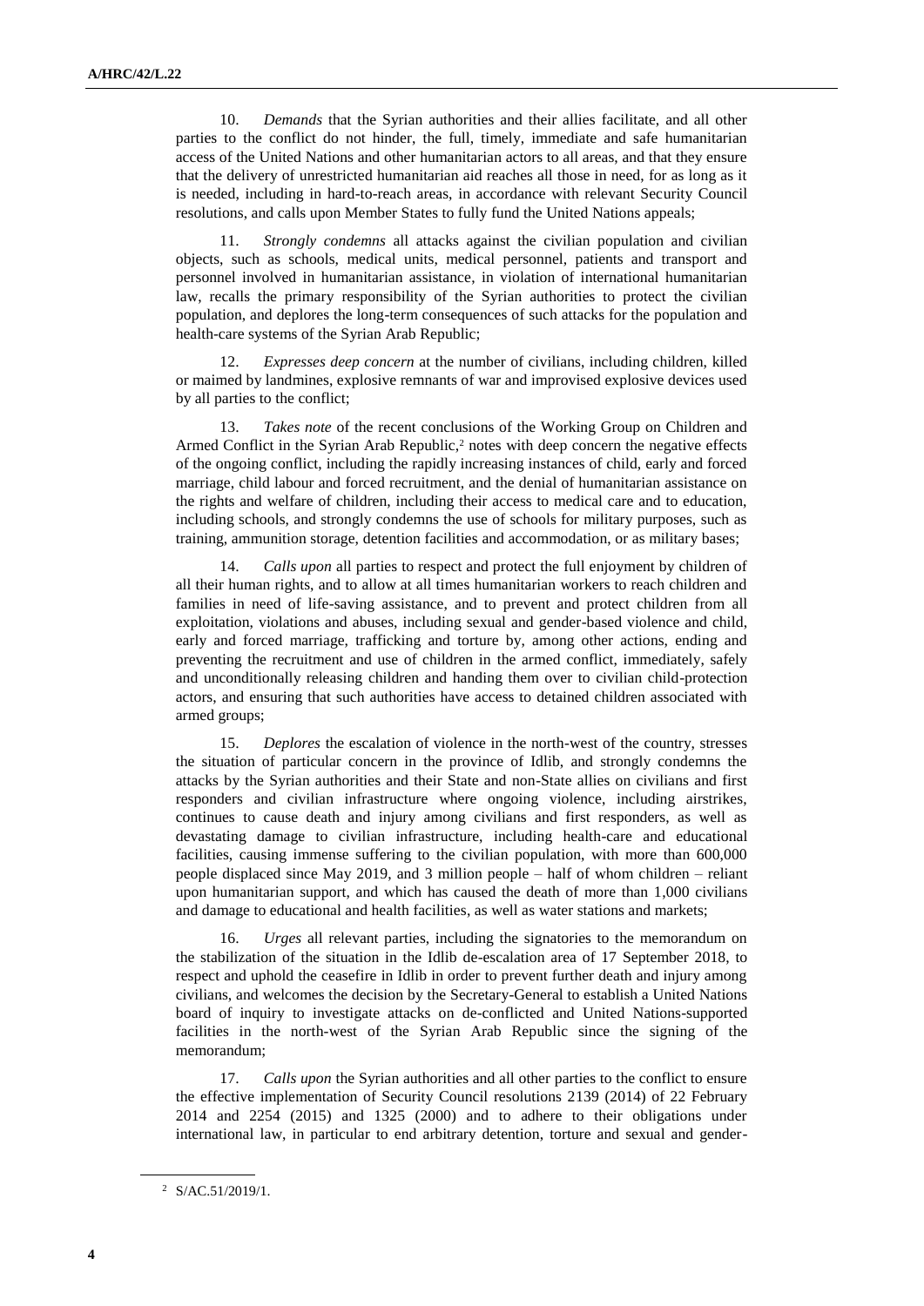10. *Demands* that the Syrian authorities and their allies facilitate, and all other parties to the conflict do not hinder, the full, timely, immediate and safe humanitarian access of the United Nations and other humanitarian actors to all areas, and that they ensure that the delivery of unrestricted humanitarian aid reaches all those in need, for as long as it is needed, including in hard-to-reach areas, in accordance with relevant Security Council resolutions, and calls upon Member States to fully fund the United Nations appeals;

11. *Strongly condemns* all attacks against the civilian population and civilian objects, such as schools, medical units, medical personnel, patients and transport and personnel involved in humanitarian assistance, in violation of international humanitarian law, recalls the primary responsibility of the Syrian authorities to protect the civilian population, and deplores the long-term consequences of such attacks for the population and health-care systems of the Syrian Arab Republic;

12. *Expresses deep concern* at the number of civilians, including children, killed or maimed by landmines, explosive remnants of war and improvised explosive devices used by all parties to the conflict;

13. *Takes note* of the recent conclusions of the Working Group on Children and Armed Conflict in the Syrian Arab Republic,[2] notes with deep concern the negative effects of the ongoing conflict, including the rapidly increasing instances of child, early and forced marriage, child labour and forced recruitment, and the denial of humanitarian assistance on the rights and welfare of children, including their access to medical care and to education, including schools, and strongly condemns the use of schools for military purposes, such as training, ammunition storage, detention facilities and accommodation, or as military bases;

14. *Calls upon* all parties to respect and protect the full enjoyment by children of all their human rights, and to allow at all times humanitarian workers to reach children and families in need of life-saving assistance, and to prevent and protect children from all exploitation, violations and abuses, including sexual and gender-based violence and child, early and forced marriage, trafficking and torture by, among other actions, ending and preventing the recruitment and use of children in the armed conflict, immediately, safely and unconditionally releasing children and handing them over to civilian child-protection actors, and ensuring that such authorities have access to detained children associated with armed groups;

15. *Deplores* the escalation of violence in the north-west of the country, stresses the situation of particular concern in the province of Idlib, and strongly condemns the attacks by the Syrian authorities and their State and non-State allies on civilians and first responders and civilian infrastructure where ongoing violence, including airstrikes, continues to cause death and injury among civilians and first responders, as well as devastating damage to civilian infrastructure, including health-care and educational facilities, causing immense suffering to the civilian population, with more than 600,000 people displaced since May 2019, and 3 million people – half of whom children – reliant upon humanitarian support, and which has caused the death of more than 1,000 civilians and damage to educational and health facilities, as well as water stations and markets;

16. *Urges* all relevant parties, including the signatories to the memorandum on the stabilization of the situation in the Idlib de-escalation area of 17 September 2018, to respect and uphold the ceasefire in Idlib in order to prevent further death and injury among civilians, and welcomes the decision by the Secretary-General to establish a United Nations board of inquiry to investigate attacks on de-conflicted and United Nations-supported facilities in the north-west of the Syrian Arab Republic since the signing of the memorandum;

17. *Calls upon* the Syrian authorities and all other parties to the conflict to ensure the effective implementation of Security Council resolutions 2139 (2014) of 22 February 2014 and 2254 (2015) and 1325 (2000) and to adhere to their obligations under international law, in particular to end arbitrary detention, torture and sexual and gender-

[2] S/AC.51/2019/1.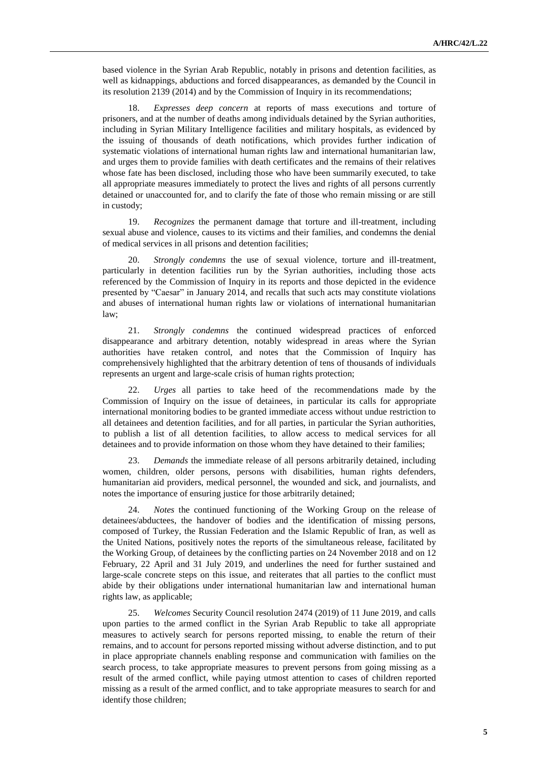based violence in the Syrian Arab Republic, notably in prisons and detention facilities, as well as kidnappings, abductions and forced disappearances, as demanded by the Council in its resolution 2139 (2014) and by the Commission of Inquiry in its recommendations;

18. *Expresses deep concern* at reports of mass executions and torture of prisoners, and at the number of deaths among individuals detained by the Syrian authorities, including in Syrian Military Intelligence facilities and military hospitals, as evidenced by the issuing of thousands of death notifications, which provides further indication of systematic violations of international human rights law and international humanitarian law, and urges them to provide families with death certificates and the remains of their relatives whose fate has been disclosed, including those who have been summarily executed, to take all appropriate measures immediately to protect the lives and rights of all persons currently detained or unaccounted for, and to clarify the fate of those who remain missing or are still in custody;

19. *Recognizes* the permanent damage that torture and ill-treatment, including sexual abuse and violence, causes to its victims and their families, and condemns the denial of medical services in all prisons and detention facilities;

20. *Strongly condemns* the use of sexual violence, torture and ill-treatment, particularly in detention facilities run by the Syrian authorities, including those acts referenced by the Commission of Inquiry in its reports and those depicted in the evidence presented by "Caesar" in January 2014, and recalls that such acts may constitute violations and abuses of international human rights law or violations of international humanitarian law;

21. *Strongly condemns* the continued widespread practices of enforced disappearance and arbitrary detention, notably widespread in areas where the Syrian authorities have retaken control, and notes that the Commission of Inquiry has comprehensively highlighted that the arbitrary detention of tens of thousands of individuals represents an urgent and large-scale crisis of human rights protection;

22. *Urges* all parties to take heed of the recommendations made by the Commission of Inquiry on the issue of detainees, in particular its calls for appropriate international monitoring bodies to be granted immediate access without undue restriction to all detainees and detention facilities, and for all parties, in particular the Syrian authorities, to publish a list of all detention facilities, to allow access to medical services for all detainees and to provide information on those whom they have detained to their families;

23. *Demands* the immediate release of all persons arbitrarily detained, including women, children, older persons, persons with disabilities, human rights defenders, humanitarian aid providers, medical personnel, the wounded and sick, and journalists, and notes the importance of ensuring justice for those arbitrarily detained;

24. *Notes* the continued functioning of the Working Group on the release of detainees/abductees, the handover of bodies and the identification of missing persons, composed of Turkey, the Russian Federation and the Islamic Republic of Iran, as well as the United Nations, positively notes the reports of the simultaneous release, facilitated by the Working Group, of detainees by the conflicting parties on 24 November 2018 and on 12 February, 22 April and 31 July 2019, and underlines the need for further sustained and large-scale concrete steps on this issue, and reiterates that all parties to the conflict must abide by their obligations under international humanitarian law and international human rights law, as applicable;

25. *Welcomes* Security Council resolution 2474 (2019) of 11 June 2019, and calls upon parties to the armed conflict in the Syrian Arab Republic to take all appropriate measures to actively search for persons reported missing, to enable the return of their remains, and to account for persons reported missing without adverse distinction, and to put in place appropriate channels enabling response and communication with families on the search process, to take appropriate measures to prevent persons from going missing as a result of the armed conflict, while paying utmost attention to cases of children reported missing as a result of the armed conflict, and to take appropriate measures to search for and identify those children;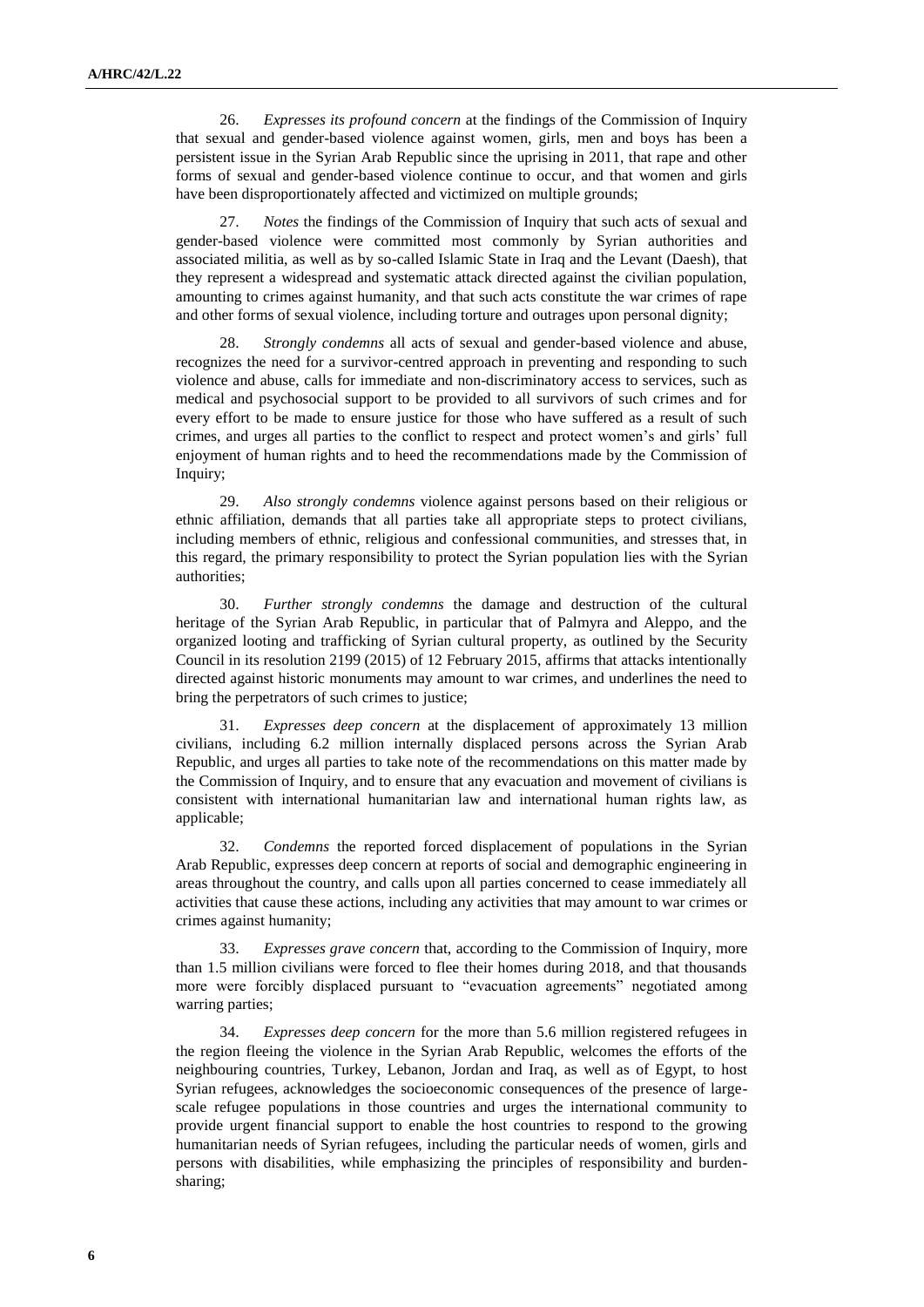26. *Expresses its profound concern* at the findings of the Commission of Inquiry that sexual and gender-based violence against women, girls, men and boys has been a persistent issue in the Syrian Arab Republic since the uprising in 2011, that rape and other forms of sexual and gender-based violence continue to occur, and that women and girls have been disproportionately affected and victimized on multiple grounds;

27. *Notes* the findings of the Commission of Inquiry that such acts of sexual and gender-based violence were committed most commonly by Syrian authorities and associated militia, as well as by so-called Islamic State in Iraq and the Levant (Daesh), that they represent a widespread and systematic attack directed against the civilian population, amounting to crimes against humanity, and that such acts constitute the war crimes of rape and other forms of sexual violence, including torture and outrages upon personal dignity;

28. *Strongly condemns* all acts of sexual and gender-based violence and abuse, recognizes the need for a survivor-centred approach in preventing and responding to such violence and abuse, calls for immediate and non-discriminatory access to services, such as medical and psychosocial support to be provided to all survivors of such crimes and for every effort to be made to ensure justice for those who have suffered as a result of such crimes, and urges all parties to the conflict to respect and protect women's and girls' full enjoyment of human rights and to heed the recommendations made by the Commission of Inquiry;

29. *Also strongly condemns* violence against persons based on their religious or ethnic affiliation, demands that all parties take all appropriate steps to protect civilians, including members of ethnic, religious and confessional communities, and stresses that, in this regard, the primary responsibility to protect the Syrian population lies with the Syrian authorities;

30. *Further strongly condemns* the damage and destruction of the cultural heritage of the Syrian Arab Republic, in particular that of Palmyra and Aleppo, and the organized looting and trafficking of Syrian cultural property, as outlined by the Security Council in its resolution 2199 (2015) of 12 February 2015, affirms that attacks intentionally directed against historic monuments may amount to war crimes, and underlines the need to bring the perpetrators of such crimes to justice;

31. *Expresses deep concern* at the displacement of approximately 13 million civilians, including 6.2 million internally displaced persons across the Syrian Arab Republic, and urges all parties to take note of the recommendations on this matter made by the Commission of Inquiry, and to ensure that any evacuation and movement of civilians is consistent with international humanitarian law and international human rights law, as applicable;

32. *Condemns* the reported forced displacement of populations in the Syrian Arab Republic, expresses deep concern at reports of social and demographic engineering in areas throughout the country, and calls upon all parties concerned to cease immediately all activities that cause these actions, including any activities that may amount to war crimes or crimes against humanity;

33. *Expresses grave concern* that, according to the Commission of Inquiry, more than 1.5 million civilians were forced to flee their homes during 2018, and that thousands more were forcibly displaced pursuant to "evacuation agreements" negotiated among warring parties;

34. *Expresses deep concern* for the more than 5.6 million registered refugees in the region fleeing the violence in the Syrian Arab Republic, welcomes the efforts of the neighbouring countries, Turkey, Lebanon, Jordan and Iraq, as well as of Egypt, to host Syrian refugees, acknowledges the socioeconomic consequences of the presence of large-scale refugee populations in those countries and urges the international community to provide urgent financial support to enable the host countries to respond to the growing humanitarian needs of Syrian refugees, including the particular needs of women, girls and persons with disabilities, while emphasizing the principles of responsibility and burden-sharing;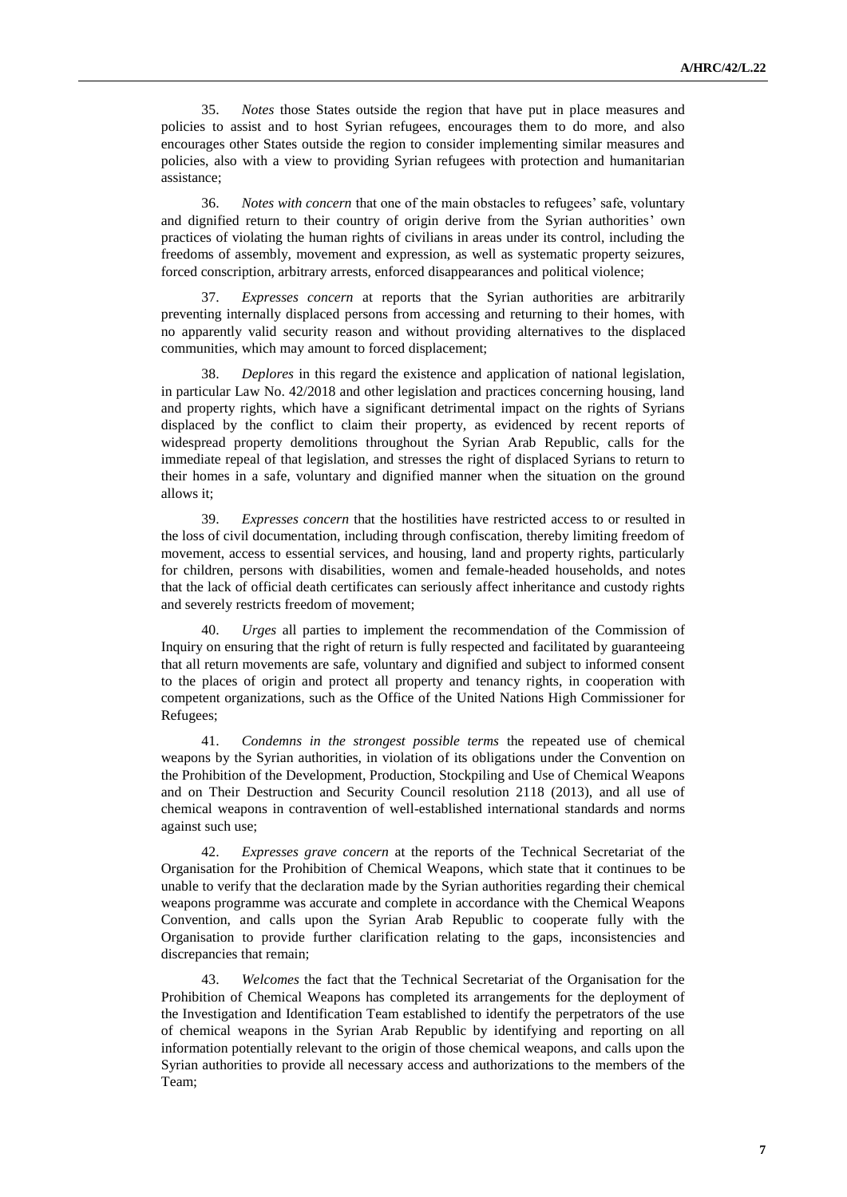35. *Notes* those States outside the region that have put in place measures and policies to assist and to host Syrian refugees, encourages them to do more, and also encourages other States outside the region to consider implementing similar measures and policies, also with a view to providing Syrian refugees with protection and humanitarian assistance;

36. *Notes with concern* that one of the main obstacles to refugees' safe, voluntary and dignified return to their country of origin derive from the Syrian authorities' own practices of violating the human rights of civilians in areas under its control, including the freedoms of assembly, movement and expression, as well as systematic property seizures, forced conscription, arbitrary arrests, enforced disappearances and political violence;

37. *Expresses concern* at reports that the Syrian authorities are arbitrarily preventing internally displaced persons from accessing and returning to their homes, with no apparently valid security reason and without providing alternatives to the displaced communities, which may amount to forced displacement;

38. *Deplores* in this regard the existence and application of national legislation, in particular Law No. 42/2018 and other legislation and practices concerning housing, land and property rights, which have a significant detrimental impact on the rights of Syrians displaced by the conflict to claim their property, as evidenced by recent reports of widespread property demolitions throughout the Syrian Arab Republic, calls for the immediate repeal of that legislation, and stresses the right of displaced Syrians to return to their homes in a safe, voluntary and dignified manner when the situation on the ground allows it;

39. *Expresses concern* that the hostilities have restricted access to or resulted in the loss of civil documentation, including through confiscation, thereby limiting freedom of movement, access to essential services, and housing, land and property rights, particularly for children, persons with disabilities, women and female-headed households, and notes that the lack of official death certificates can seriously affect inheritance and custody rights and severely restricts freedom of movement;

40. *Urges* all parties to implement the recommendation of the Commission of Inquiry on ensuring that the right of return is fully respected and facilitated by guaranteeing that all return movements are safe, voluntary and dignified and subject to informed consent to the places of origin and protect all property and tenancy rights, in cooperation with competent organizations, such as the Office of the United Nations High Commissioner for Refugees;

41. *Condemns in the strongest possible terms* the repeated use of chemical weapons by the Syrian authorities, in violation of its obligations under the Convention on the Prohibition of the Development, Production, Stockpiling and Use of Chemical Weapons and on Their Destruction and Security Council resolution 2118 (2013), and all use of chemical weapons in contravention of well-established international standards and norms against such use;

42. *Expresses grave concern* at the reports of the Technical Secretariat of the Organisation for the Prohibition of Chemical Weapons, which state that it continues to be unable to verify that the declaration made by the Syrian authorities regarding their chemical weapons programme was accurate and complete in accordance with the Chemical Weapons Convention, and calls upon the Syrian Arab Republic to cooperate fully with the Organisation to provide further clarification relating to the gaps, inconsistencies and discrepancies that remain;

43. *Welcomes* the fact that the Technical Secretariat of the Organisation for the Prohibition of Chemical Weapons has completed its arrangements for the deployment of the Investigation and Identification Team established to identify the perpetrators of the use of chemical weapons in the Syrian Arab Republic by identifying and reporting on all information potentially relevant to the origin of those chemical weapons, and calls upon the Syrian authorities to provide all necessary access and authorizations to the members of the Team;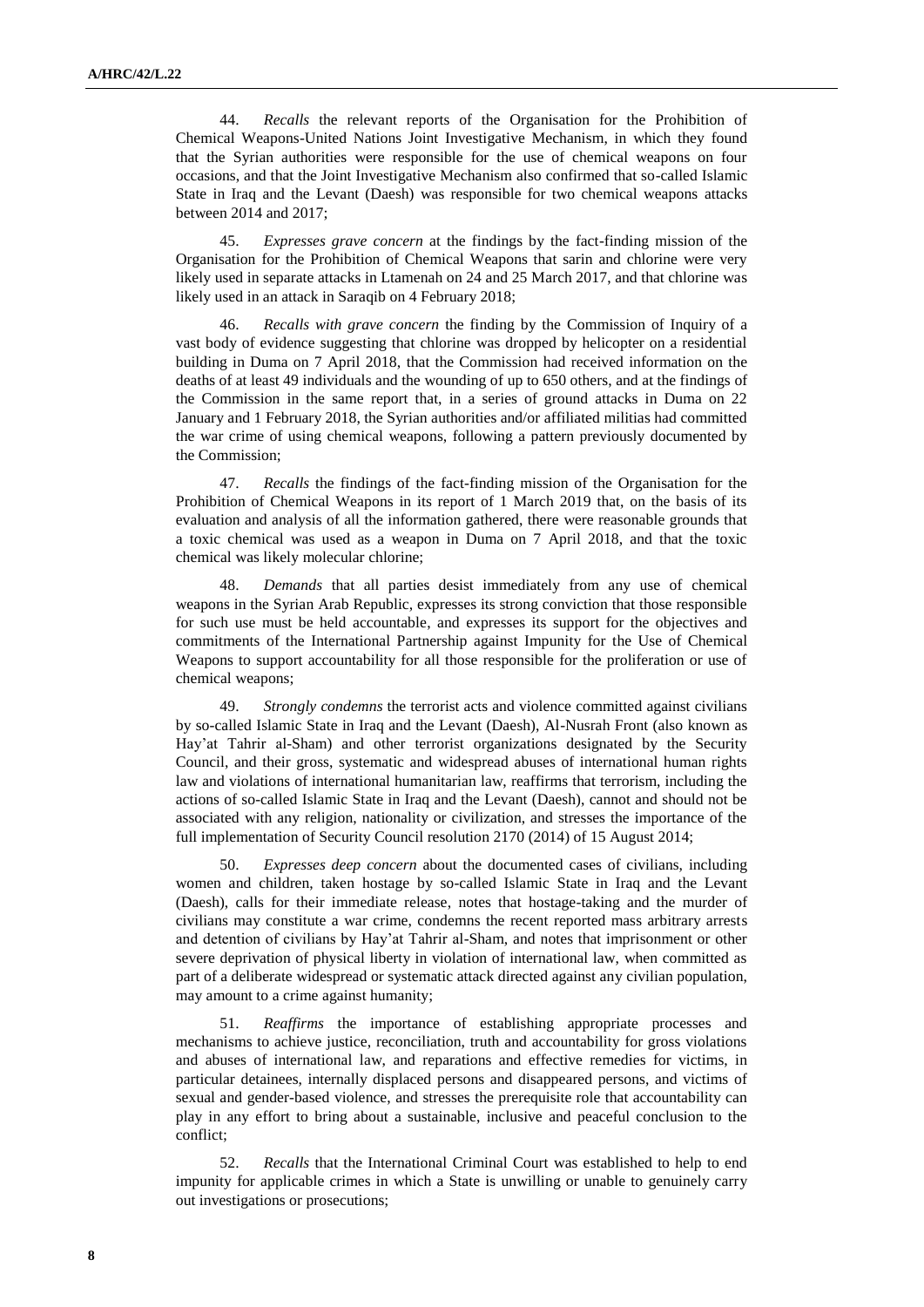44. *Recalls* the relevant reports of the Organisation for the Prohibition of Chemical Weapons-United Nations Joint Investigative Mechanism, in which they found that the Syrian authorities were responsible for the use of chemical weapons on four occasions, and that the Joint Investigative Mechanism also confirmed that so-called Islamic State in Iraq and the Levant (Daesh) was responsible for two chemical weapons attacks between 2014 and 2017;

45. *Expresses grave concern* at the findings by the fact-finding mission of the Organisation for the Prohibition of Chemical Weapons that sarin and chlorine were very likely used in separate attacks in Ltamenah on 24 and 25 March 2017, and that chlorine was likely used in an attack in Saraqib on 4 February 2018;

46. *Recalls with grave concern* the finding by the Commission of Inquiry of a vast body of evidence suggesting that chlorine was dropped by helicopter on a residential building in Duma on 7 April 2018, that the Commission had received information on the deaths of at least 49 individuals and the wounding of up to 650 others, and at the findings of the Commission in the same report that, in a series of ground attacks in Duma on 22 January and 1 February 2018, the Syrian authorities and/or affiliated militias had committed the war crime of using chemical weapons, following a pattern previously documented by the Commission;

47. *Recalls* the findings of the fact-finding mission of the Organisation for the Prohibition of Chemical Weapons in its report of 1 March 2019 that, on the basis of its evaluation and analysis of all the information gathered, there were reasonable grounds that a toxic chemical was used as a weapon in Duma on 7 April 2018, and that the toxic chemical was likely molecular chlorine;

48. *Demands* that all parties desist immediately from any use of chemical weapons in the Syrian Arab Republic, expresses its strong conviction that those responsible for such use must be held accountable, and expresses its support for the objectives and commitments of the International Partnership against Impunity for the Use of Chemical Weapons to support accountability for all those responsible for the proliferation or use of chemical weapons;

49. *Strongly condemns* the terrorist acts and violence committed against civilians by so-called Islamic State in Iraq and the Levant (Daesh), Al-Nusrah Front (also known as Hay'at Tahrir al-Sham) and other terrorist organizations designated by the Security Council, and their gross, systematic and widespread abuses of international human rights law and violations of international humanitarian law, reaffirms that terrorism, including the actions of so-called Islamic State in Iraq and the Levant (Daesh), cannot and should not be associated with any religion, nationality or civilization, and stresses the importance of the full implementation of Security Council resolution 2170 (2014) of 15 August 2014;

50. *Expresses deep concern* about the documented cases of civilians, including women and children, taken hostage by so-called Islamic State in Iraq and the Levant (Daesh), calls for their immediate release, notes that hostage-taking and the murder of civilians may constitute a war crime, condemns the recent reported mass arbitrary arrests and detention of civilians by Hay'at Tahrir al-Sham, and notes that imprisonment or other severe deprivation of physical liberty in violation of international law, when committed as part of a deliberate widespread or systematic attack directed against any civilian population, may amount to a crime against humanity;

51. *Reaffirms* the importance of establishing appropriate processes and mechanisms to achieve justice, reconciliation, truth and accountability for gross violations and abuses of international law, and reparations and effective remedies for victims, in particular detainees, internally displaced persons and disappeared persons, and victims of sexual and gender-based violence, and stresses the prerequisite role that accountability can play in any effort to bring about a sustainable, inclusive and peaceful conclusion to the conflict;

52. *Recalls* that the International Criminal Court was established to help to end impunity for applicable crimes in which a State is unwilling or unable to genuinely carry out investigations or prosecutions;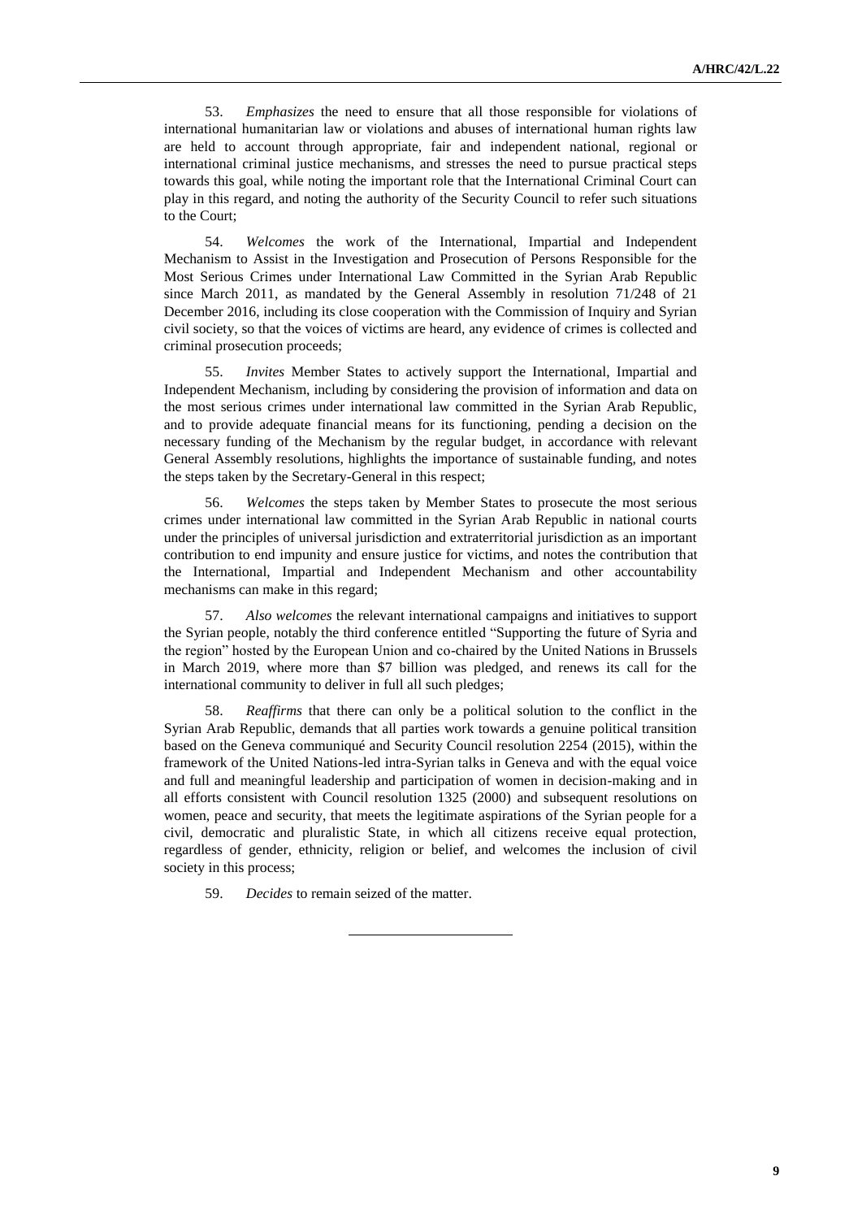53. *Emphasizes* the need to ensure that all those responsible for violations of international humanitarian law or violations and abuses of international human rights law are held to account through appropriate, fair and independent national, regional or international criminal justice mechanisms, and stresses the need to pursue practical steps towards this goal, while noting the important role that the International Criminal Court can play in this regard, and noting the authority of the Security Council to refer such situations to the Court;

54. *Welcomes* the work of the International, Impartial and Independent Mechanism to Assist in the Investigation and Prosecution of Persons Responsible for the Most Serious Crimes under International Law Committed in the Syrian Arab Republic since March 2011, as mandated by the General Assembly in resolution 71/248 of 21 December 2016, including its close cooperation with the Commission of Inquiry and Syrian civil society, so that the voices of victims are heard, any evidence of crimes is collected and criminal prosecution proceeds;

55. *Invites* Member States to actively support the International, Impartial and Independent Mechanism, including by considering the provision of information and data on the most serious crimes under international law committed in the Syrian Arab Republic, and to provide adequate financial means for its functioning, pending a decision on the necessary funding of the Mechanism by the regular budget, in accordance with relevant General Assembly resolutions, highlights the importance of sustainable funding, and notes the steps taken by the Secretary-General in this respect;

56. *Welcomes* the steps taken by Member States to prosecute the most serious crimes under international law committed in the Syrian Arab Republic in national courts under the principles of universal jurisdiction and extraterritorial jurisdiction as an important contribution to end impunity and ensure justice for victims, and notes the contribution that the International, Impartial and Independent Mechanism and other accountability mechanisms can make in this regard;

57. *Also welcomes* the relevant international campaigns and initiatives to support the Syrian people, notably the third conference entitled "Supporting the future of Syria and the region" hosted by the European Union and co-chaired by the United Nations in Brussels in March 2019, where more than $7 billion was pledged, and renews its call for the international community to deliver in full all such pledges;

58. *Reaffirms* that there can only be a political solution to the conflict in the Syrian Arab Republic, demands that all parties work towards a genuine political transition based on the Geneva communiqué and Security Council resolution 2254 (2015), within the framework of the United Nations-led intra-Syrian talks in Geneva and with the equal voice and full and meaningful leadership and participation of women in decision-making and in all efforts consistent with Council resolution 1325 (2000) and subsequent resolutions on women, peace and security, that meets the legitimate aspirations of the Syrian people for a civil, democratic and pluralistic State, in which all citizens receive equal protection, regardless of gender, ethnicity, religion or belief, and welcomes the inclusion of civil society in this process;

59. *Decides* to remain seized of the matter.